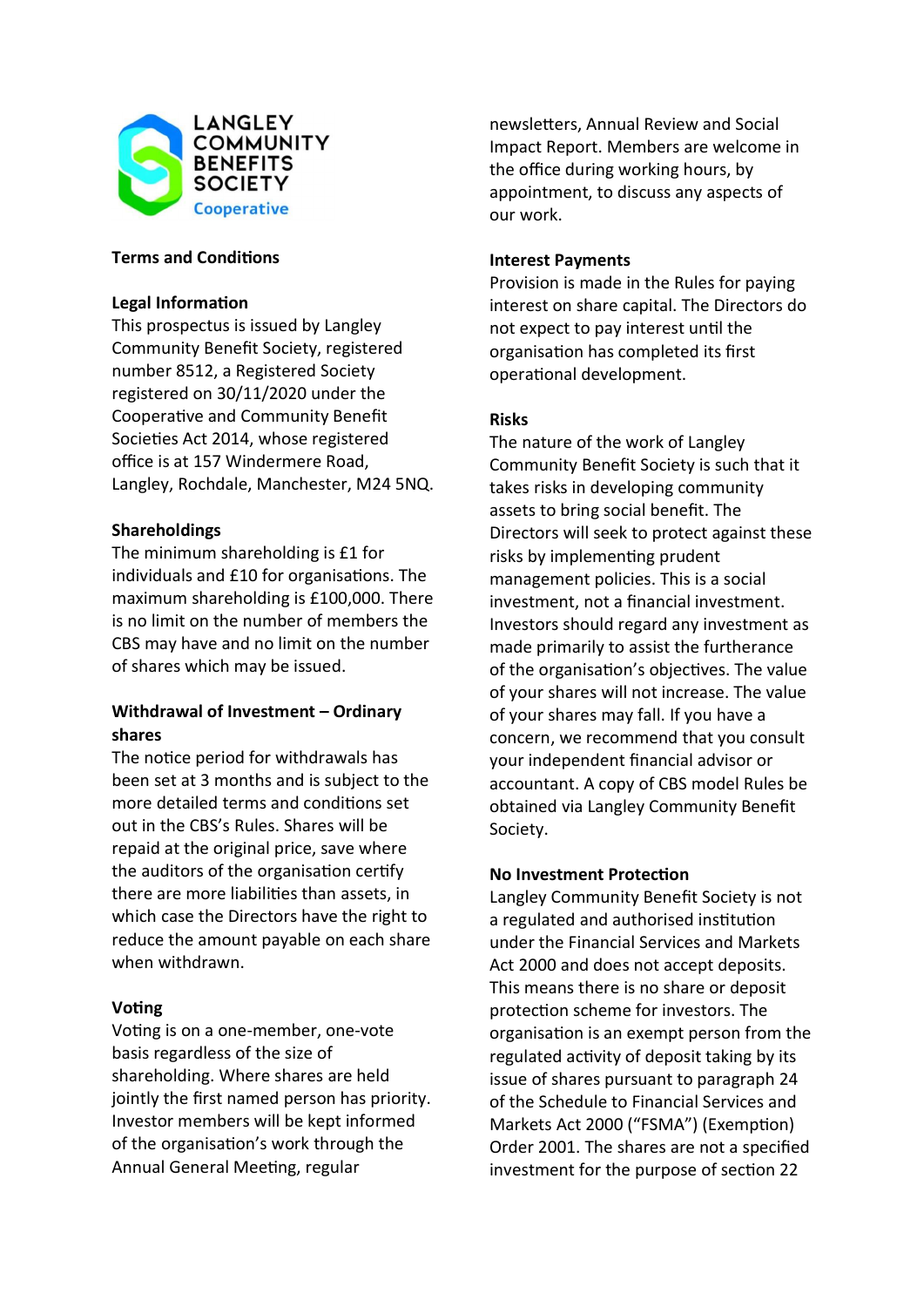LANGLEY COMMUNITY BENEFITS SOCIETY

Cooperative

## Terms and Conditions

### Legal Information

This prospectus is issued by Langley Community Benefit Society, registered number 8512, a Registered Society registered on 30/11/2020 under the Cooperative and Community Benefit Societies Act 2014, whose registered office is at 157 Windermere Road, Langley, Rochdale, Manchester, M24 5NQ.

### Shareholdings

The minimum shareholding is £1 for individuals and £10 for organisations. The maximum shareholding is £100,000. There is no limit on the number of members the CBS may have and no limit on the number of shares which may be issued.

### Withdrawal of Investment – Ordinary shares

The notice period for withdrawals has been set at 3 months and is subject to the more detailed terms and conditions set out in the CBS's Rules. Shares will be repaid at the original price, save where the auditors of the organisation certify there are more liabilities than assets, in which case the Directors have the right to reduce the amount payable on each share when withdrawn.

### Voting

Voting is on a one-member, one-vote basis regardless of the size of shareholding. Where shares are held jointly the first named person has priority. Investor members will be kept informed of the organisation's work through the Annual General Meeting, regular newsletters, Annual Review and Social Impact Report. Members are welcome in the office during working hours, by appointment, to discuss any aspects of our work.

### Interest Payments

Provision is made in the Rules for paying interest on share capital. The Directors do not expect to pay interest until the organisation has completed its first operational development.

### Risks

The nature of the work of Langley Community Benefit Society is such that it takes risks in developing community assets to bring social benefit. The Directors will seek to protect against these risks by implementing prudent management policies. This is a social investment, not a financial investment. Investors should regard any investment as made primarily to assist the furtherance of the organisation's objectives. The value of your shares will not increase. The value of your shares may fall. If you have a concern, we recommend that you consult your independent financial advisor or accountant. A copy of CBS model Rules be obtained via Langley Community Benefit Society.

### No Investment Protection

Langley Community Benefit Society is not a regulated and authorised institution under the Financial Services and Markets Act 2000 and does not accept deposits. This means there is no share or deposit protection scheme for investors. The organisation is an exempt person from the regulated activity of deposit taking by its issue of shares pursuant to paragraph 24 of the Schedule to Financial Services and Markets Act 2000 ("FSMA") (Exemption) Order 2001. The shares are not a specified investment for the purpose of section 22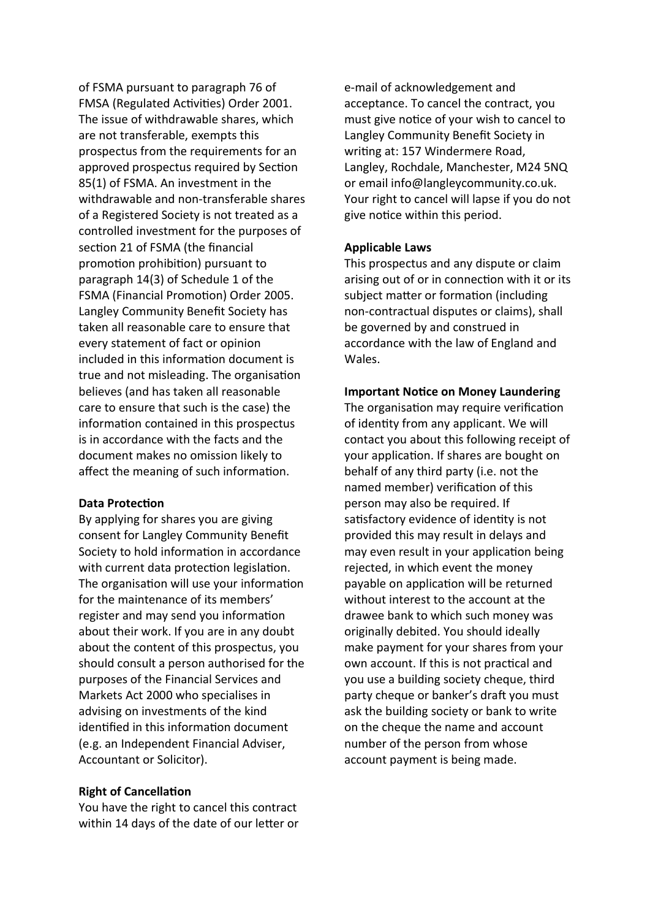of FSMA pursuant to paragraph 76 of FMSA (Regulated Activities) Order 2001. The issue of withdrawable shares, which are not transferable, exempts this prospectus from the requirements for an approved prospectus required by Section 85(1) of FSMA. An investment in the withdrawable and non-transferable shares of a Registered Society is not treated as a controlled investment for the purposes of section 21 of FSMA (the financial promotion prohibition) pursuant to paragraph 14(3) of Schedule 1 of the FSMA (Financial Promotion) Order 2005. Langley Community Benefit Society has taken all reasonable care to ensure that every statement of fact or opinion included in this information document is true and not misleading. The organisation believes (and has taken all reasonable care to ensure that such is the case) the information contained in this prospectus is in accordance with the facts and the document makes no omission likely to affect the meaning of such information.

**Data Protection**

By applying for shares you are giving consent for Langley Community Benefit Society to hold information in accordance with current data protection legislation. The organisation will use your information for the maintenance of its members' register and may send you information about their work. If you are in any doubt about the content of this prospectus, you should consult a person authorised for the purposes of the Financial Services and Markets Act 2000 who specialises in advising on investments of the kind identified in this information document (e.g. an Independent Financial Adviser, Accountant or Solicitor).

**Right of Cancellation**

You have the right to cancel this contract within 14 days of the date of our letter or e-mail of acknowledgement and acceptance. To cancel the contract, you must give notice of your wish to cancel to Langley Community Benefit Society in writing at: 157 Windermere Road, Langley, Rochdale, Manchester, M24 5NQ or email info@langleycommunity.co.uk. Your right to cancel will lapse if you do not give notice within this period.

**Applicable Laws**

This prospectus and any dispute or claim arising out of or in connection with it or its subject matter or formation (including non-contractual disputes or claims), shall be governed by and construed in accordance with the law of England and Wales.

**Important Notice on Money Laundering**

The organisation may require verification of identity from any applicant. We will contact you about this following receipt of your application. If shares are bought on behalf of any third party (i.e. not the named member) verification of this person may also be required. If satisfactory evidence of identity is not provided this may result in delays and may even result in your application being rejected, in which event the money payable on application will be returned without interest to the account at the drawee bank to which such money was originally debited. You should ideally make payment for your shares from your own account. If this is not practical and you use a building society cheque, third party cheque or banker's draft you must ask the building society or bank to write on the cheque the name and account number of the person from whose account payment is being made.